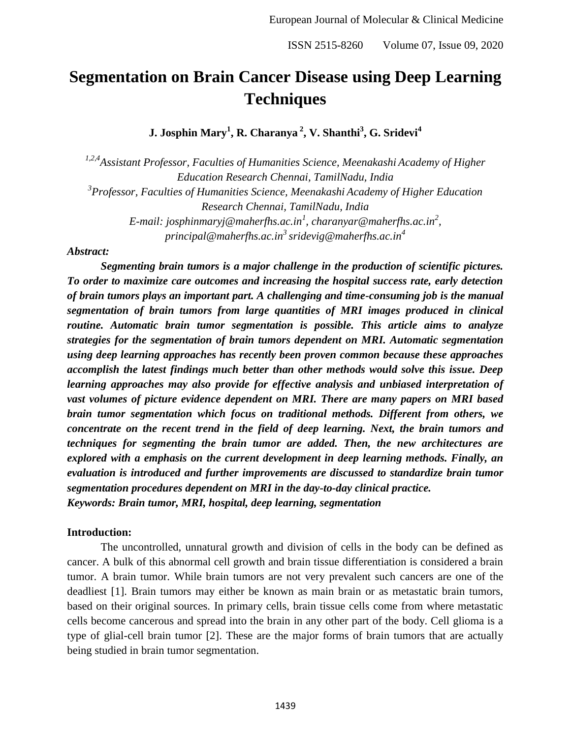# Segmentation on Brain Cancer Disease using Deep Learning Techniques

**J. Josphin Mary[1], R. Charanya [2], V. Shanthi[3], G. Sridevi[4]**

*[1,2,4]Assistant Professor, Faculties of Humanities Science, Meenakashi Academy of Higher Education Research Chennai, TamilNadu, India*
*[3]Professor, Faculties of Humanities Science, Meenakashi Academy of Higher Education Research Chennai, TamilNadu, India*
*E-mail: josphinmaryj@maherfhs.ac.in[1], charanyar@maherfhs.ac.in[2], principal@maherfhs.ac.in[3] sridevig@maherfhs.ac.in[4]*

***Abstract:***

***Segmenting brain tumors is a major challenge in the production of scientific pictures. To order to maximize care outcomes and increasing the hospital success rate, early detection of brain tumors plays an important part. A challenging and time-consuming job is the manual segmentation of brain tumors from large quantities of MRI images produced in clinical routine. Automatic brain tumor segmentation is possible. This article aims to analyze strategies for the segmentation of brain tumors dependent on MRI. Automatic segmentation using deep learning approaches has recently been proven common because these approaches accomplish the latest findings much better than other methods would solve this issue. Deep learning approaches may also provide for effective analysis and unbiased interpretation of vast volumes of picture evidence dependent on MRI. There are many papers on MRI based brain tumor segmentation which focus on traditional methods. Different from others, we concentrate on the recent trend in the field of deep learning. Next, the brain tumors and techniques for segmenting the brain tumor are added. Then, the new architectures are explored with a emphasis on the current development in deep learning methods. Finally, an evaluation is introduced and further improvements are discussed to standardize brain tumor segmentation procedures dependent on MRI in the day-to-day clinical practice.***

***Keywords: Brain tumor, MRI, hospital, deep learning, segmentation***

**Introduction:**

The uncontrolled, unnatural growth and division of cells in the body can be defined as cancer. A bulk of this abnormal cell growth and brain tissue differentiation is considered a brain tumor. A brain tumor. While brain tumors are not very prevalent such cancers are one of the deadliest [1]. Brain tumors may either be known as main brain or as metastatic brain tumors, based on their original sources. In primary cells, brain tissue cells come from where metastatic cells become cancerous and spread into the brain in any other part of the body. Cell glioma is a type of glial-cell brain tumor [2]. These are the major forms of brain tumors that are actually being studied in brain tumor segmentation.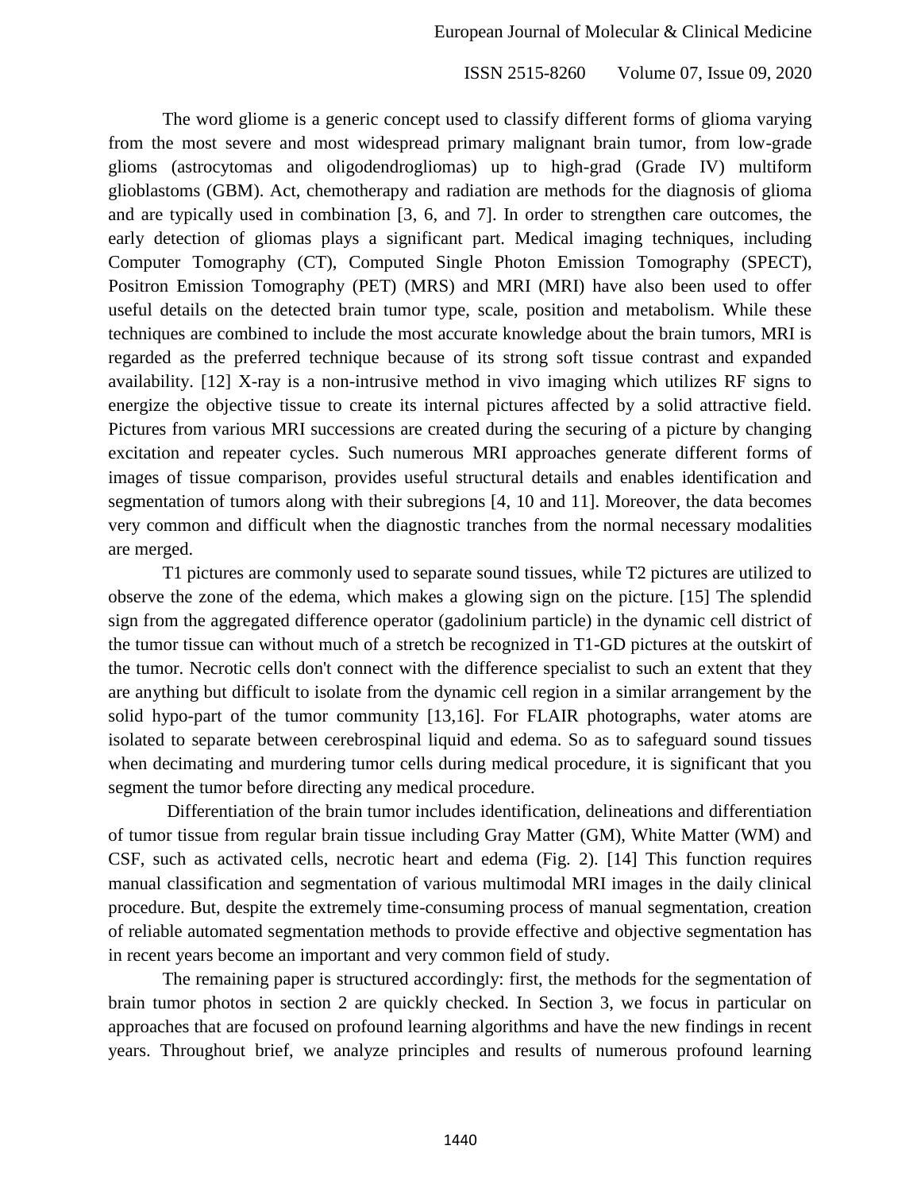The word gliome is a generic concept used to classify different forms of glioma varying from the most severe and most widespread primary malignant brain tumor, from low-grade glioms (astrocytomas and oligodendrogliomas) up to high-grad (Grade IV) multiform glioblastoms (GBM). Act, chemotherapy and radiation are methods for the diagnosis of glioma and are typically used in combination [3, 6, and 7]. In order to strengthen care outcomes, the early detection of gliomas plays a significant part. Medical imaging techniques, including Computer Tomography (CT), Computed Single Photon Emission Tomography (SPECT), Positron Emission Tomography (PET) (MRS) and MRI (MRI) have also been used to offer useful details on the detected brain tumor type, scale, position and metabolism. While these techniques are combined to include the most accurate knowledge about the brain tumors, MRI is regarded as the preferred technique because of its strong soft tissue contrast and expanded availability. [12] X-ray is a non-intrusive method in vivo imaging which utilizes RF signs to energize the objective tissue to create its internal pictures affected by a solid attractive field. Pictures from various MRI successions are created during the securing of a picture by changing excitation and repeater cycles. Such numerous MRI approaches generate different forms of images of tissue comparison, provides useful structural details and enables identification and segmentation of tumors along with their subregions [4, 10 and 11]. Moreover, the data becomes very common and difficult when the diagnostic tranches from the normal necessary modalities are merged.

T1 pictures are commonly used to separate sound tissues, while T2 pictures are utilized to observe the zone of the edema, which makes a glowing sign on the picture. [15] The splendid sign from the aggregated difference operator (gadolinium particle) in the dynamic cell district of the tumor tissue can without much of a stretch be recognized in T1-GD pictures at the outskirt of the tumor. Necrotic cells don't connect with the difference specialist to such an extent that they are anything but difficult to isolate from the dynamic cell region in a similar arrangement by the solid hypo-part of the tumor community [13,16]. For FLAIR photographs, water atoms are isolated to separate between cerebrospinal liquid and edema. So as to safeguard sound tissues when decimating and murdering tumor cells during medical procedure, it is significant that you segment the tumor before directing any medical procedure.

Differentiation of the brain tumor includes identification, delineations and differentiation of tumor tissue from regular brain tissue including Gray Matter (GM), White Matter (WM) and CSF, such as activated cells, necrotic heart and edema (Fig. 2). [14] This function requires manual classification and segmentation of various multimodal MRI images in the daily clinical procedure. But, despite the extremely time-consuming process of manual segmentation, creation of reliable automated segmentation methods to provide effective and objective segmentation has in recent years become an important and very common field of study.

The remaining paper is structured accordingly: first, the methods for the segmentation of brain tumor photos in section 2 are quickly checked. In Section 3, we focus in particular on approaches that are focused on profound learning algorithms and have the new findings in recent years. Throughout brief, we analyze principles and results of numerous profound learning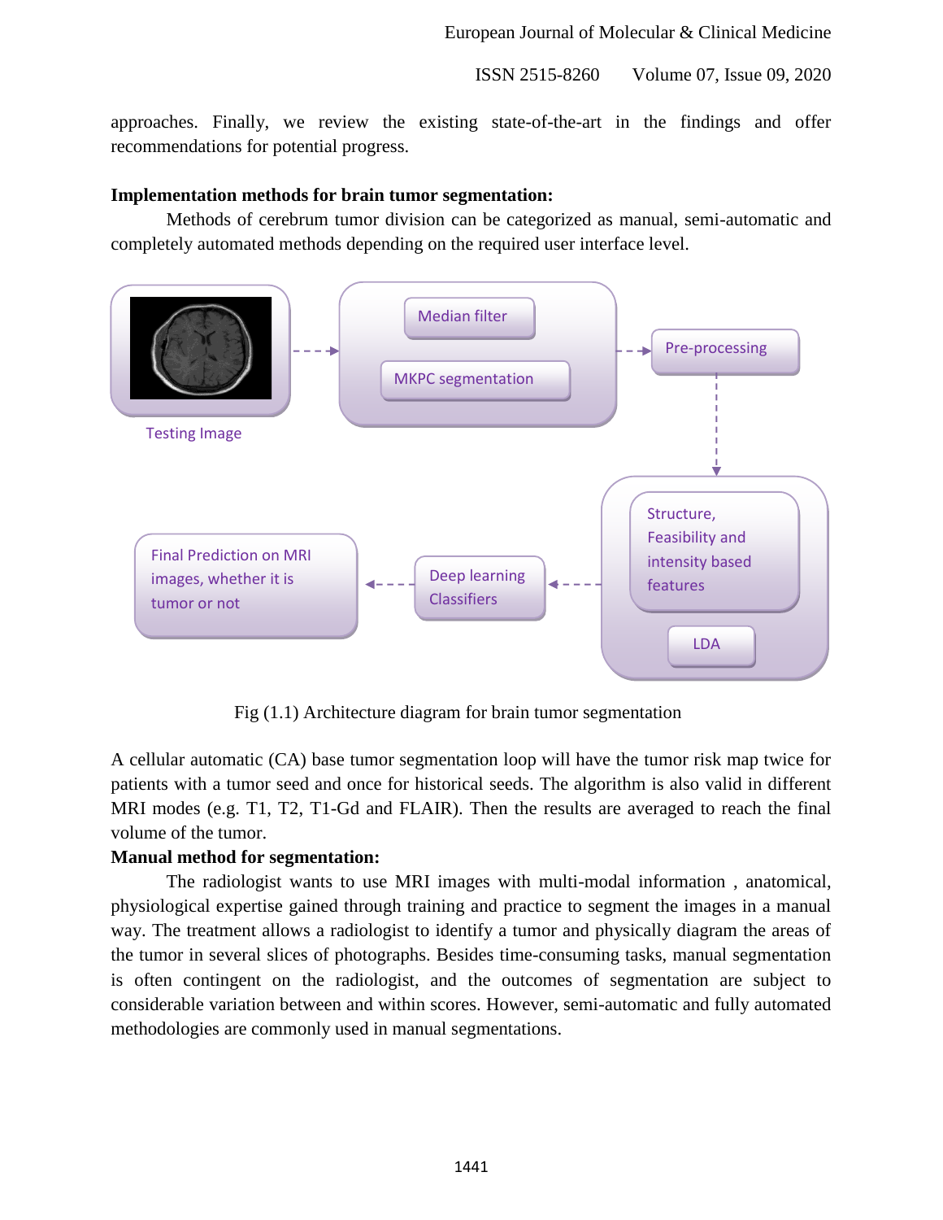approaches. Finally, we review the existing state-of-the-art in the findings and offer recommendations for potential progress.

**Implementation methods for brain tumor segmentation:**

Methods of cerebrum tumor division can be categorized as manual, semi-automatic and completely automated methods depending on the required user interface level.

Fig (1.1) Architecture diagram for brain tumor segmentation

A cellular automatic (CA) base tumor segmentation loop will have the tumor risk map twice for patients with a tumor seed and once for historical seeds. The algorithm is also valid in different MRI modes (e.g. T1, T2, T1-Gd and FLAIR). Then the results are averaged to reach the final volume of the tumor.

**Manual method for segmentation:**

The radiologist wants to use MRI images with multi-modal information , anatomical, physiological expertise gained through training and practice to segment the images in a manual way. The treatment allows a radiologist to identify a tumor and physically diagram the areas of the tumor in several slices of photographs. Besides time-consuming tasks, manual segmentation is often contingent on the radiologist, and the outcomes of segmentation are subject to considerable variation between and within scores. However, semi-automatic and fully automated methodologies are commonly used in manual segmentations.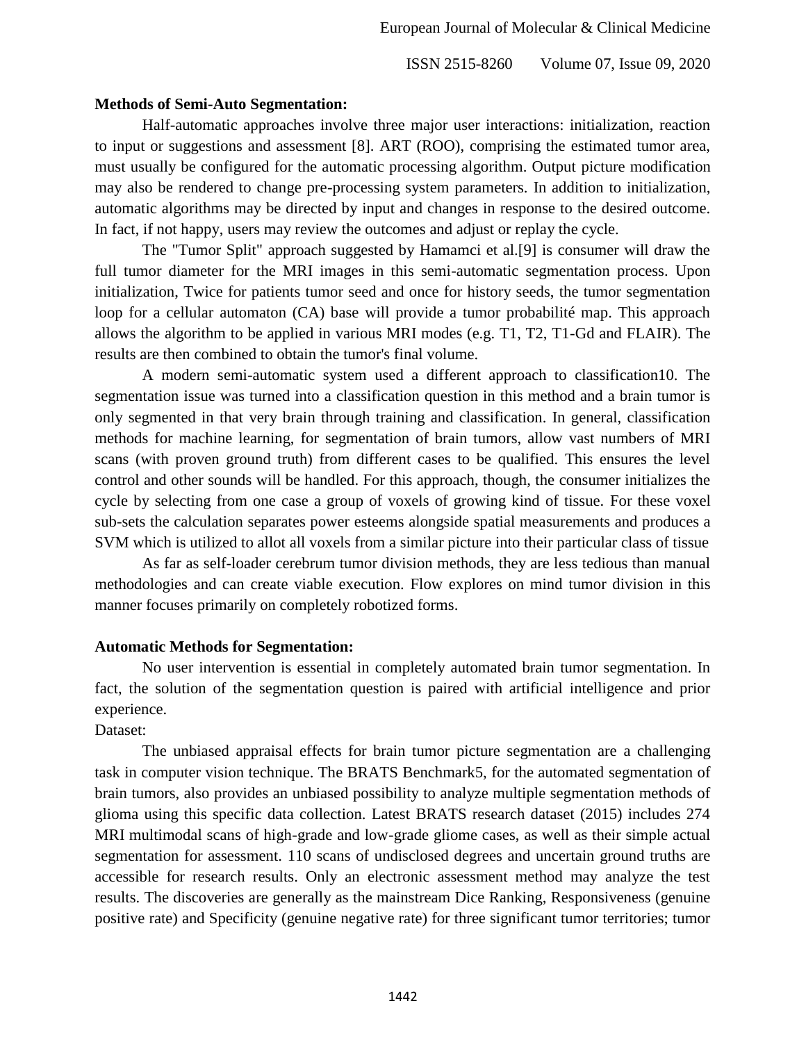**Methods of Semi-Auto Segmentation:**

Half-automatic approaches involve three major user interactions: initialization, reaction to input or suggestions and assessment [8]. ART (ROO), comprising the estimated tumor area, must usually be configured for the automatic processing algorithm. Output picture modification may also be rendered to change pre-processing system parameters. In addition to initialization, automatic algorithms may be directed by input and changes in response to the desired outcome. In fact, if not happy, users may review the outcomes and adjust or replay the cycle.

The "Tumor Split" approach suggested by Hamamci et al.[9] is consumer will draw the full tumor diameter for the MRI images in this semi-automatic segmentation process. Upon initialization, Twice for patients tumor seed and once for history seeds, the tumor segmentation loop for a cellular automaton (CA) base will provide a tumor probabilité map. This approach allows the algorithm to be applied in various MRI modes (e.g. T1, T2, T1-Gd and FLAIR). The results are then combined to obtain the tumor's final volume.

A modern semi-automatic system used a different approach to classification10. The segmentation issue was turned into a classification question in this method and a brain tumor is only segmented in that very brain through training and classification. In general, classification methods for machine learning, for segmentation of brain tumors, allow vast numbers of MRI scans (with proven ground truth) from different cases to be qualified. This ensures the level control and other sounds will be handled. For this approach, though, the consumer initializes the cycle by selecting from one case a group of voxels of growing kind of tissue. For these voxel sub-sets the calculation separates power esteems alongside spatial measurements and produces a SVM which is utilized to allot all voxels from a similar picture into their particular class of tissue

As far as self-loader cerebrum tumor division methods, they are less tedious than manual methodologies and can create viable execution. Flow explores on mind tumor division in this manner focuses primarily on completely robotized forms.

**Automatic Methods for Segmentation:**

No user intervention is essential in completely automated brain tumor segmentation. In fact, the solution of the segmentation question is paired with artificial intelligence and prior experience.

Dataset:

The unbiased appraisal effects for brain tumor picture segmentation are a challenging task in computer vision technique. The BRATS Benchmark5, for the automated segmentation of brain tumors, also provides an unbiased possibility to analyze multiple segmentation methods of glioma using this specific data collection. Latest BRATS research dataset (2015) includes 274 MRI multimodal scans of high-grade and low-grade gliome cases, as well as their simple actual segmentation for assessment. 110 scans of undisclosed degrees and uncertain ground truths are accessible for research results. Only an electronic assessment method may analyze the test results. The discoveries are generally as the mainstream Dice Ranking, Responsiveness (genuine positive rate) and Specificity (genuine negative rate) for three significant tumor territories; tumor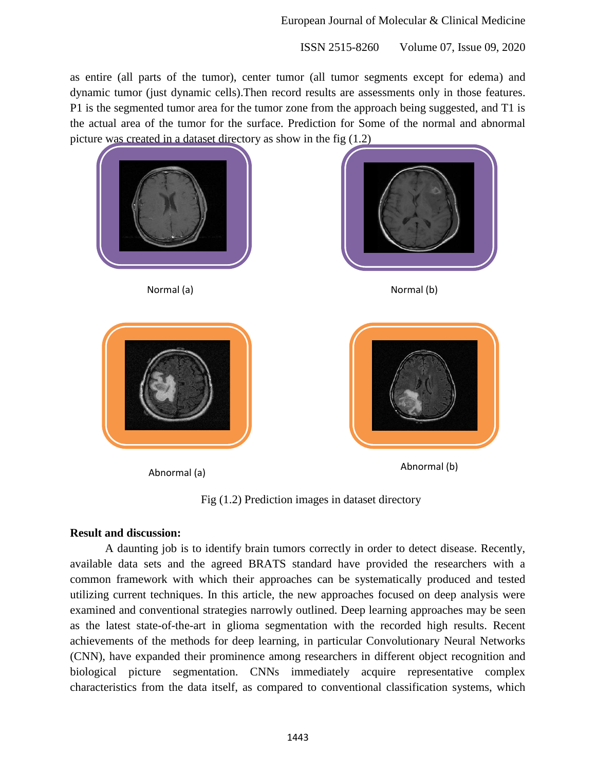as entire (all parts of the tumor), center tumor (all tumor segments except for edema) and dynamic tumor (just dynamic cells).Then record results are assessments only in those features. P1 is the segmented tumor area for the tumor zone from the approach being suggested, and T1 is the actual area of the tumor for the surface. Prediction for Some of the normal and abnormal picture was created in a dataset directory as show in the fig (1.2)

Normal (a)

Normal (b)

Abnormal (a)

Abnormal (b)

Fig (1.2) Prediction images in dataset directory

**Result and discussion:**

A daunting job is to identify brain tumors correctly in order to detect disease. Recently, available data sets and the agreed BRATS standard have provided the researchers with a common framework with which their approaches can be systematically produced and tested utilizing current techniques. In this article, the new approaches focused on deep analysis were examined and conventional strategies narrowly outlined. Deep learning approaches may be seen as the latest state-of-the-art in glioma segmentation with the recorded high results. Recent achievements of the methods for deep learning, in particular Convolutionary Neural Networks (CNN), have expanded their prominence among researchers in different object recognition and biological picture segmentation. CNNs immediately acquire representative complex characteristics from the data itself, as compared to conventional classification systems, which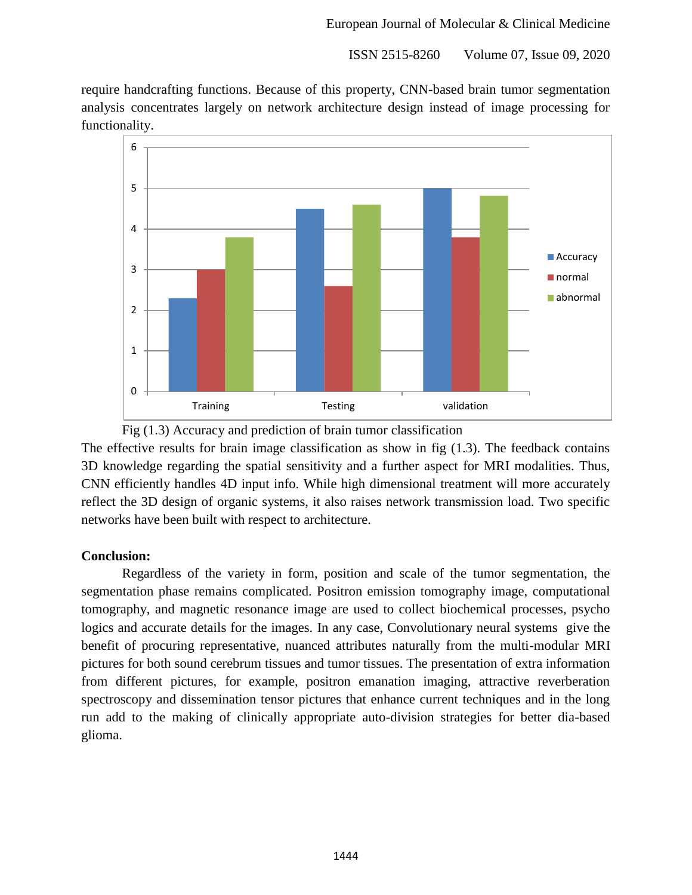require handcrafting functions. Because of this property, CNN-based brain tumor segmentation analysis concentrates largely on network architecture design instead of image processing for functionality.

Fig (1.3) Accuracy and prediction of brain tumor classification

The effective results for brain image classification as show in fig (1.3). The feedback contains 3D knowledge regarding the spatial sensitivity and a further aspect for MRI modalities. Thus, CNN efficiently handles 4D input info. While high dimensional treatment will more accurately reflect the 3D design of organic systems, it also raises network transmission load. Two specific networks have been built with respect to architecture.

**Conclusion:**

Regardless of the variety in form, position and scale of the tumor segmentation, the segmentation phase remains complicated. Positron emission tomography image, computational tomography, and magnetic resonance image are used to collect biochemical processes, psycho logics and accurate details for the images. In any case, Convolutionary neural systems give the benefit of procuring representative, nuanced attributes naturally from the multi-modular MRI pictures for both sound cerebrum tissues and tumor tissues. The presentation of extra information from different pictures, for example, positron emanation imaging, attractive reverberation spectroscopy and dissemination tensor pictures that enhance current techniques and in the long run add to the making of clinically appropriate auto-division strategies for better dia-based glioma.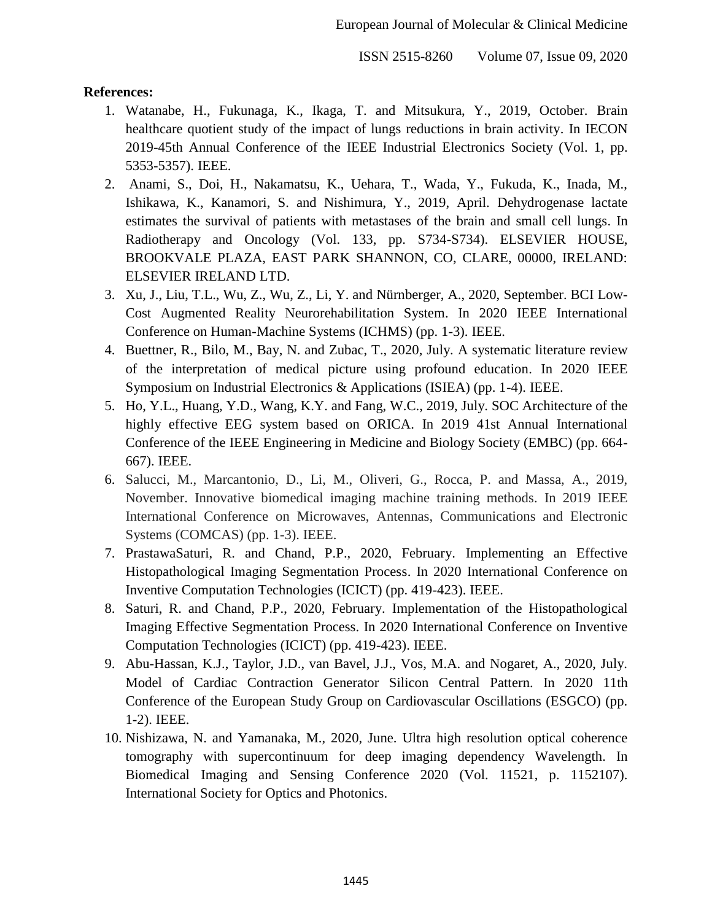**References:**

1. Watanabe, H., Fukunaga, K., Ikaga, T. and Mitsukura, Y., 2019, October. Brain healthcare quotient study of the impact of lungs reductions in brain activity. In IECON 2019-45th Annual Conference of the IEEE Industrial Electronics Society (Vol. 1, pp. 5353-5357). IEEE.
2. Anami, S., Doi, H., Nakamatsu, K., Uehara, T., Wada, Y., Fukuda, K., Inada, M., Ishikawa, K., Kanamori, S. and Nishimura, Y., 2019, April. Dehydrogenase lactate estimates the survival of patients with metastases of the brain and small cell lungs. In Radiotherapy and Oncology (Vol. 133, pp. S734-S734). ELSEVIER HOUSE, BROOKVALE PLAZA, EAST PARK SHANNON, CO, CLARE, 00000, IRELAND: ELSEVIER IRELAND LTD.
3. Xu, J., Liu, T.L., Wu, Z., Wu, Z., Li, Y. and Nürnberger, A., 2020, September. BCI Low-Cost Augmented Reality Neurorehabilitation System. In 2020 IEEE International Conference on Human-Machine Systems (ICHMS) (pp. 1-3). IEEE.
4. Buettner, R., Bilo, M., Bay, N. and Zubac, T., 2020, July. A systematic literature review of the interpretation of medical picture using profound education. In 2020 IEEE Symposium on Industrial Electronics & Applications (ISIEA) (pp. 1-4). IEEE.
5. Ho, Y.L., Huang, Y.D., Wang, K.Y. and Fang, W.C., 2019, July. SOC Architecture of the highly effective EEG system based on ORICA. In 2019 41st Annual International Conference of the IEEE Engineering in Medicine and Biology Society (EMBC) (pp. 664-667). IEEE.
6. Salucci, M., Marcantonio, D., Li, M., Oliveri, G., Rocca, P. and Massa, A., 2019, November. Innovative biomedical imaging machine training methods. In 2019 IEEE International Conference on Microwaves, Antennas, Communications and Electronic Systems (COMCAS) (pp. 1-3). IEEE.
7. PrastawaSaturi, R. and Chand, P.P., 2020, February. Implementing an Effective Histopathological Imaging Segmentation Process. In 2020 International Conference on Inventive Computation Technologies (ICICT) (pp. 419-423). IEEE.
8. Saturi, R. and Chand, P.P., 2020, February. Implementation of the Histopathological Imaging Effective Segmentation Process. In 2020 International Conference on Inventive Computation Technologies (ICICT) (pp. 419-423). IEEE.
9. Abu-Hassan, K.J., Taylor, J.D., van Bavel, J.J., Vos, M.A. and Nogaret, A., 2020, July. Model of Cardiac Contraction Generator Silicon Central Pattern. In 2020 11th Conference of the European Study Group on Cardiovascular Oscillations (ESGCO) (pp. 1-2). IEEE.
10. Nishizawa, N. and Yamanaka, M., 2020, June. Ultra high resolution optical coherence tomography with supercontinuum for deep imaging dependency Wavelength. In Biomedical Imaging and Sensing Conference 2020 (Vol. 11521, p. 1152107). International Society for Optics and Photonics.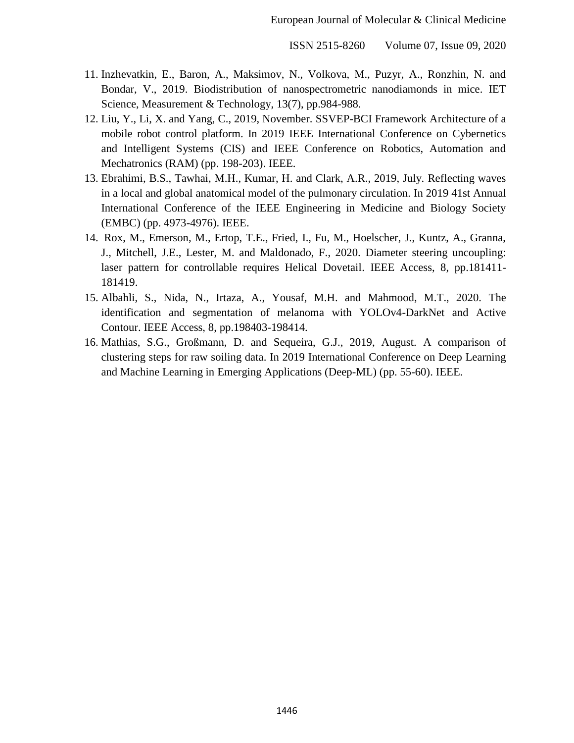11. Inzhevatkin, E., Baron, A., Maksimov, N., Volkova, M., Puzyr, A., Ronzhin, N. and Bondar, V., 2019. Biodistribution of nanospectrometric nanodiamonds in mice. IET Science, Measurement & Technology, 13(7), pp.984-988.
12. Liu, Y., Li, X. and Yang, C., 2019, November. SSVEP-BCI Framework Architecture of a mobile robot control platform. In 2019 IEEE International Conference on Cybernetics and Intelligent Systems (CIS) and IEEE Conference on Robotics, Automation and Mechatronics (RAM) (pp. 198-203). IEEE.
13. Ebrahimi, B.S., Tawhai, M.H., Kumar, H. and Clark, A.R., 2019, July. Reflecting waves in a local and global anatomical model of the pulmonary circulation. In 2019 41st Annual International Conference of the IEEE Engineering in Medicine and Biology Society (EMBC) (pp. 4973-4976). IEEE.
14. Rox, M., Emerson, M., Ertop, T.E., Fried, I., Fu, M., Hoelscher, J., Kuntz, A., Granna, J., Mitchell, J.E., Lester, M. and Maldonado, F., 2020. Diameter steering uncoupling: laser pattern for controllable requires Helical Dovetail. IEEE Access, 8, pp.181411-181419.
15. Albahli, S., Nida, N., Irtaza, A., Yousaf, M.H. and Mahmood, M.T., 2020. The identification and segmentation of melanoma with YOLOv4-DarkNet and Active Contour. IEEE Access, 8, pp.198403-198414.
16. Mathias, S.G., Großmann, D. and Sequeira, G.J., 2019, August. A comparison of clustering steps for raw soiling data. In 2019 International Conference on Deep Learning and Machine Learning in Emerging Applications (Deep-ML) (pp. 55-60). IEEE.